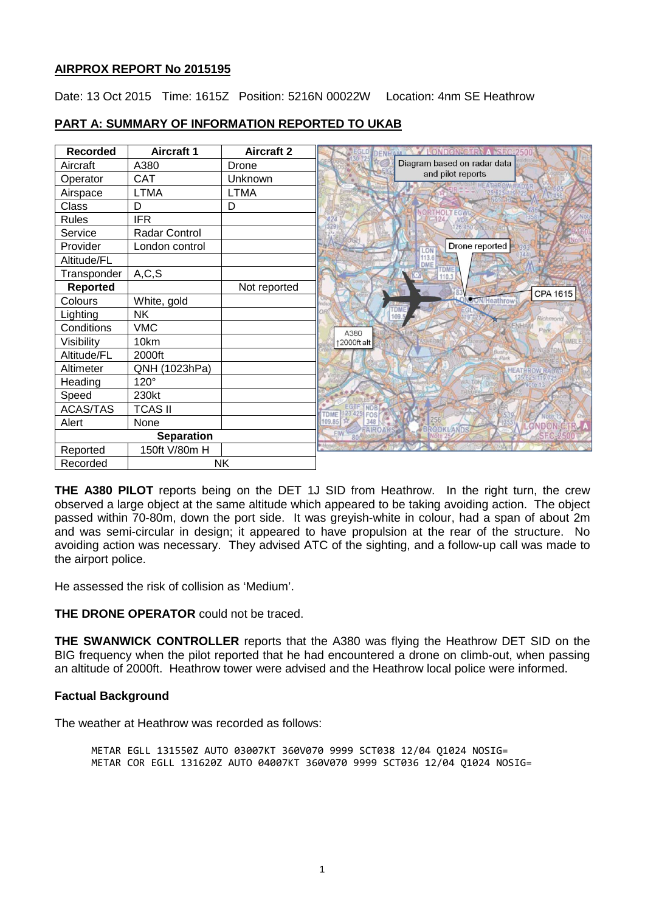## AIRPROX REPORT No 2015195

Date: 13 Oct 2015 Time: 1615Z Position: 5216N 00022W Location: 4nm SE Heathrow

## PART A: SUMMARY OF INFORMATION REPORTED TO UKAB

| Recorded | Aircraft 1 | Aircraft 2 |
|---|---|---|
| Aircraft | A380 | Drone |
| Operator | CAT | Unknown |
| Airspace | LTMA | LTMA |
| Class | D | D |
| Rules | IFR | |
| Service | Radar Control | |
| Provider | London control | |
| Altitude/FL | | |
| Transponder | A,C,S | |
| **Reported** | | Not reported |
| Colours | White, gold | |
| Lighting | NK | |
| Conditions | VMC | |
| Visibility | 10km | |
| Altitude/FL | 2000ft | |
| Altimeter | QNH (1023hPa) | |
| Heading | 120° | |
| Speed | 230kt | |
| ACAS/TAS | TCAS II | |
| Alert | None | |
| **Separation** | | |
| Reported | 150ft V/80m H | |
| Recorded | NK | |

Diagram based on radar data and pilot reports

**THE A380 PILOT** reports being on the DET 1J SID from Heathrow. In the right turn, the crew observed a large object at the same altitude which appeared to be taking avoiding action. The object passed within 70-80m, down the port side. It was greyish-white in colour, had a span of about 2m and was semi-circular in design; it appeared to have propulsion at the rear of the structure. No avoiding action was necessary. They advised ATC of the sighting, and a follow-up call was made to the airport police.

He assessed the risk of collision as 'Medium'.

**THE DRONE OPERATOR** could not be traced.

**THE SWANWICK CONTROLLER** reports that the A380 was flying the Heathrow DET SID on the BIG frequency when the pilot reported that he had encountered a drone on climb-out, when passing an altitude of 2000ft. Heathrow tower were advised and the Heathrow local police were informed.

### Factual Background

The weather at Heathrow was recorded as follows:

```
METAR EGLL 131550Z AUTO 03007KT 360V070 9999 SCT038 12/04 Q1024 NOSIG=
METAR COR EGLL 131620Z AUTO 04007KT 360V070 9999 SCT036 12/04 Q1024 NOSIG=
```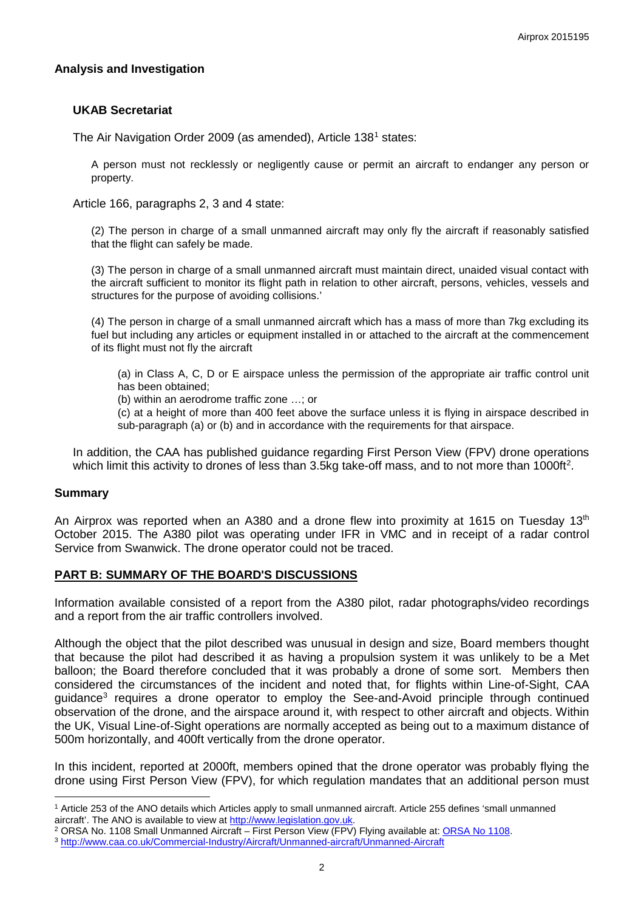## Analysis and Investigation

### UKAB Secretariat

The Air Navigation Order 2009 (as amended), Article 138[1] states:

> A person must not recklessly or negligently cause or permit an aircraft to endanger any person or property.

Article 166, paragraphs 2, 3 and 4 state:

> (2) The person in charge of a small unmanned aircraft may only fly the aircraft if reasonably satisfied that the flight can safely be made.
>
> (3) The person in charge of a small unmanned aircraft must maintain direct, unaided visual contact with the aircraft sufficient to monitor its flight path in relation to other aircraft, persons, vehicles, vessels and structures for the purpose of avoiding collisions.'
>
> (4) The person in charge of a small unmanned aircraft which has a mass of more than 7kg excluding its fuel but including any articles or equipment installed in or attached to the aircraft at the commencement of its flight must not fly the aircraft
>
> > (a) in Class A, C, D or E airspace unless the permission of the appropriate air traffic control unit has been obtained;
> >
> > (b) within an aerodrome traffic zone …; or
> >
> > (c) at a height of more than 400 feet above the surface unless it is flying in airspace described in sub-paragraph (a) or (b) and in accordance with the requirements for that airspace.

In addition, the CAA has published guidance regarding First Person View (FPV) drone operations which limit this activity to drones of less than 3.5kg take-off mass, and to not more than 1000ft[2].

## Summary

An Airprox was reported when an A380 and a drone flew into proximity at 1615 on Tuesday 13th October 2015. The A380 pilot was operating under IFR in VMC and in receipt of a radar control Service from Swanwick. The drone operator could not be traced.

## PART B: SUMMARY OF THE BOARD'S DISCUSSIONS

Information available consisted of a report from the A380 pilot, radar photographs/video recordings and a report from the air traffic controllers involved.

Although the object that the pilot described was unusual in design and size, Board members thought that because the pilot had described it as having a propulsion system it was unlikely to be a Met balloon; the Board therefore concluded that it was probably a drone of some sort. Members then considered the circumstances of the incident and noted that, for flights within Line-of-Sight, CAA guidance[3] requires a drone operator to employ the See-and-Avoid principle through continued observation of the drone, and the airspace around it, with respect to other aircraft and objects. Within the UK, Visual Line-of-Sight operations are normally accepted as being out to a maximum distance of 500m horizontally, and 400ft vertically from the drone operator.

In this incident, reported at 2000ft, members opined that the drone operator was probably flying the drone using First Person View (FPV), for which regulation mandates that an additional person must

---

[1] Article 253 of the ANO details which Articles apply to small unmanned aircraft. Article 255 defines 'small unmanned aircraft'. The ANO is available to view at http://www.legislation.gov.uk.

[2] ORSA No. 1108 Small Unmanned Aircraft – First Person View (FPV) Flying available at: ORSA No 1108.

[3] http://www.caa.co.uk/Commercial-Industry/Aircraft/Unmanned-aircraft/Unmanned-Aircraft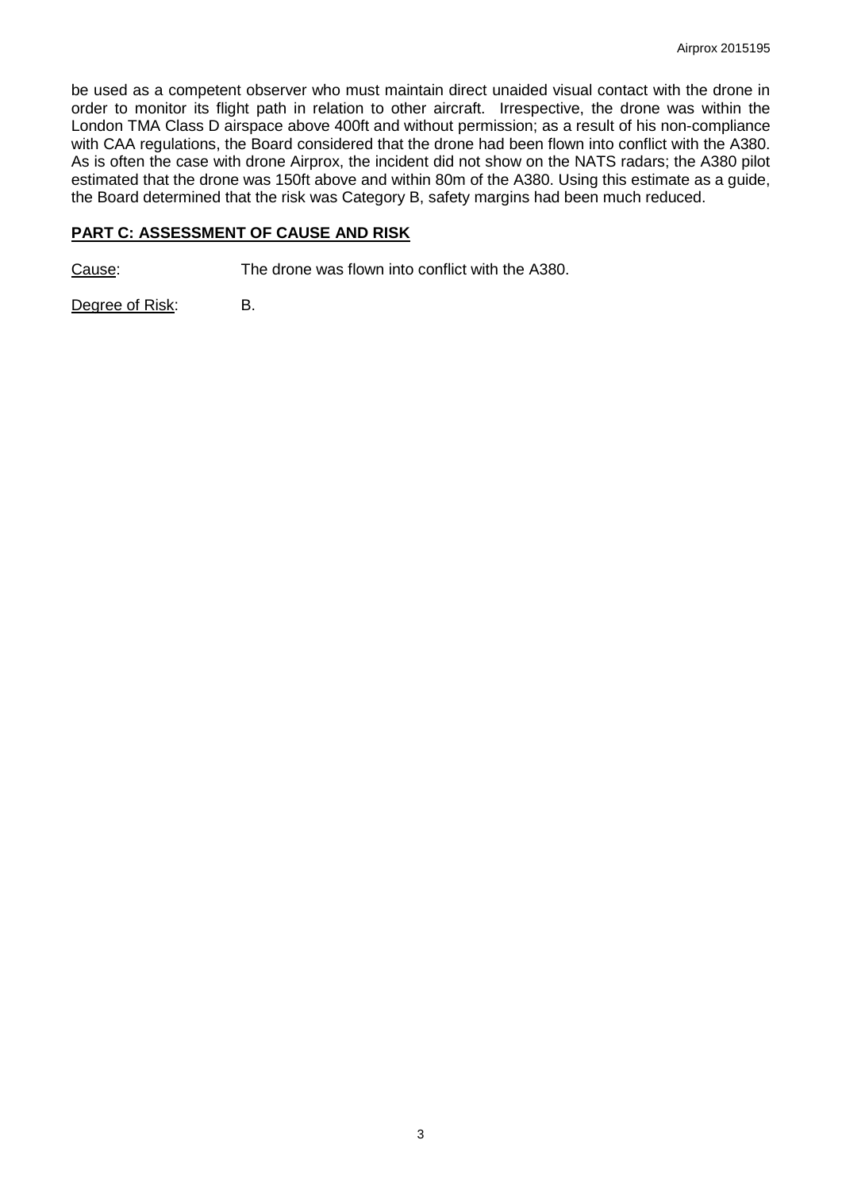be used as a competent observer who must maintain direct unaided visual contact with the drone in order to monitor its flight path in relation to other aircraft. Irrespective, the drone was within the London TMA Class D airspace above 400ft and without permission; as a result of his non-compliance with CAA regulations, the Board considered that the drone had been flown into conflict with the A380. As is often the case with drone Airprox, the incident did not show on the NATS radars; the A380 pilot estimated that the drone was 150ft above and within 80m of the A380. Using this estimate as a guide, the Board determined that the risk was Category B, safety margins had been much reduced.

## PART C: ASSESSMENT OF CAUSE AND RISK

Cause: The drone was flown into conflict with the A380.

Degree of Risk: B.